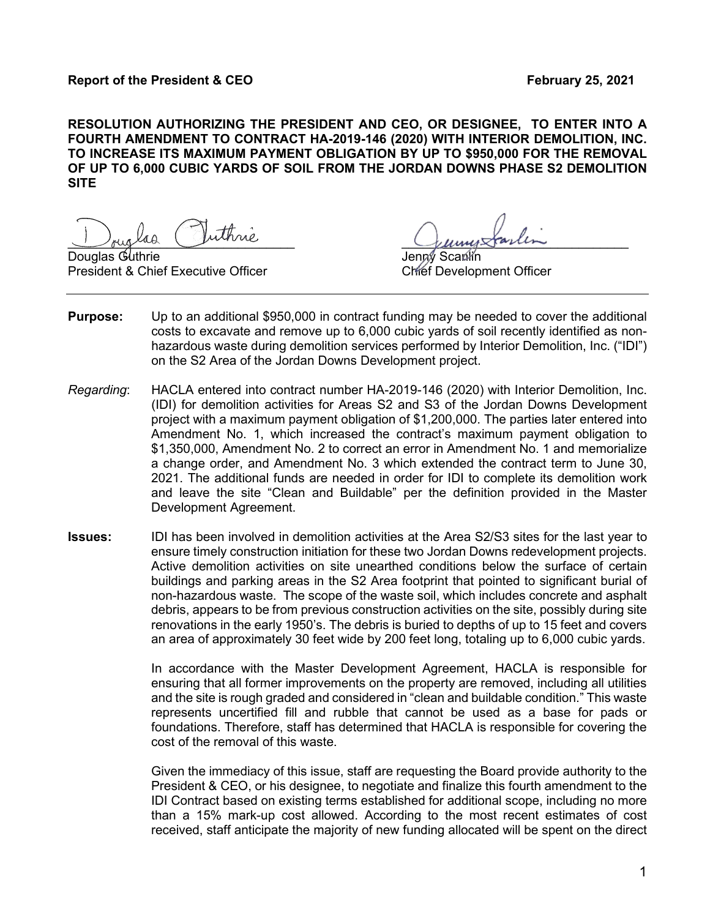**Report of the President & CEO** **February 25, 2021**

**RESOLUTION AUTHORIZING THE PRESIDENT AND CEO, OR DESIGNEE, TO ENTER INTO A FOURTH AMENDMENT TO CONTRACT HA-2019-146 (2020) WITH INTERIOR DEMOLITION, INC. TO INCREASE ITS MAXIMUM PAYMENT OBLIGATION BY UP TO $950,000 FOR THE REMOVAL OF UP TO 6,000 CUBIC YARDS OF SOIL FROM THE JORDAN DOWNS PHASE S2 DEMOLITION SITE**

Douglas Guthrie
President & Chief Executive Officer

Jenny Scanlin
Chief Development Officer

---

**Purpose:** Up to an additional $950,000 in contract funding may be needed to cover the additional costs to excavate and remove up to 6,000 cubic yards of soil recently identified as non-hazardous waste during demolition services performed by Interior Demolition, Inc. ("IDI") on the S2 Area of the Jordan Downs Development project.

*Regarding*: HACLA entered into contract number HA-2019-146 (2020) with Interior Demolition, Inc. (IDI) for demolition activities for Areas S2 and S3 of the Jordan Downs Development project with a maximum payment obligation of $1,200,000. The parties later entered into Amendment No. 1, which increased the contract's maximum payment obligation to $1,350,000, Amendment No. 2 to correct an error in Amendment No. 1 and memorialize a change order, and Amendment No. 3 which extended the contract term to June 30, 2021. The additional funds are needed in order for IDI to complete its demolition work and leave the site "Clean and Buildable" per the definition provided in the Master Development Agreement.

**Issues:** IDI has been involved in demolition activities at the Area S2/S3 sites for the last year to ensure timely construction initiation for these two Jordan Downs redevelopment projects. Active demolition activities on site unearthed conditions below the surface of certain buildings and parking areas in the S2 Area footprint that pointed to significant burial of non-hazardous waste. The scope of the waste soil, which includes concrete and asphalt debris, appears to be from previous construction activities on the site, possibly during site renovations in the early 1950's. The debris is buried to depths of up to 15 feet and covers an area of approximately 30 feet wide by 200 feet long, totaling up to 6,000 cubic yards.

In accordance with the Master Development Agreement, HACLA is responsible for ensuring that all former improvements on the property are removed, including all utilities and the site is rough graded and considered in "clean and buildable condition." This waste represents uncertified fill and rubble that cannot be used as a base for pads or foundations. Therefore, staff has determined that HACLA is responsible for covering the cost of the removal of this waste.

Given the immediacy of this issue, staff are requesting the Board provide authority to the President & CEO, or his designee, to negotiate and finalize this fourth amendment to the IDI Contract based on existing terms established for additional scope, including no more than a 15% mark-up cost allowed. According to the most recent estimates of cost received, staff anticipate the majority of new funding allocated will be spent on the direct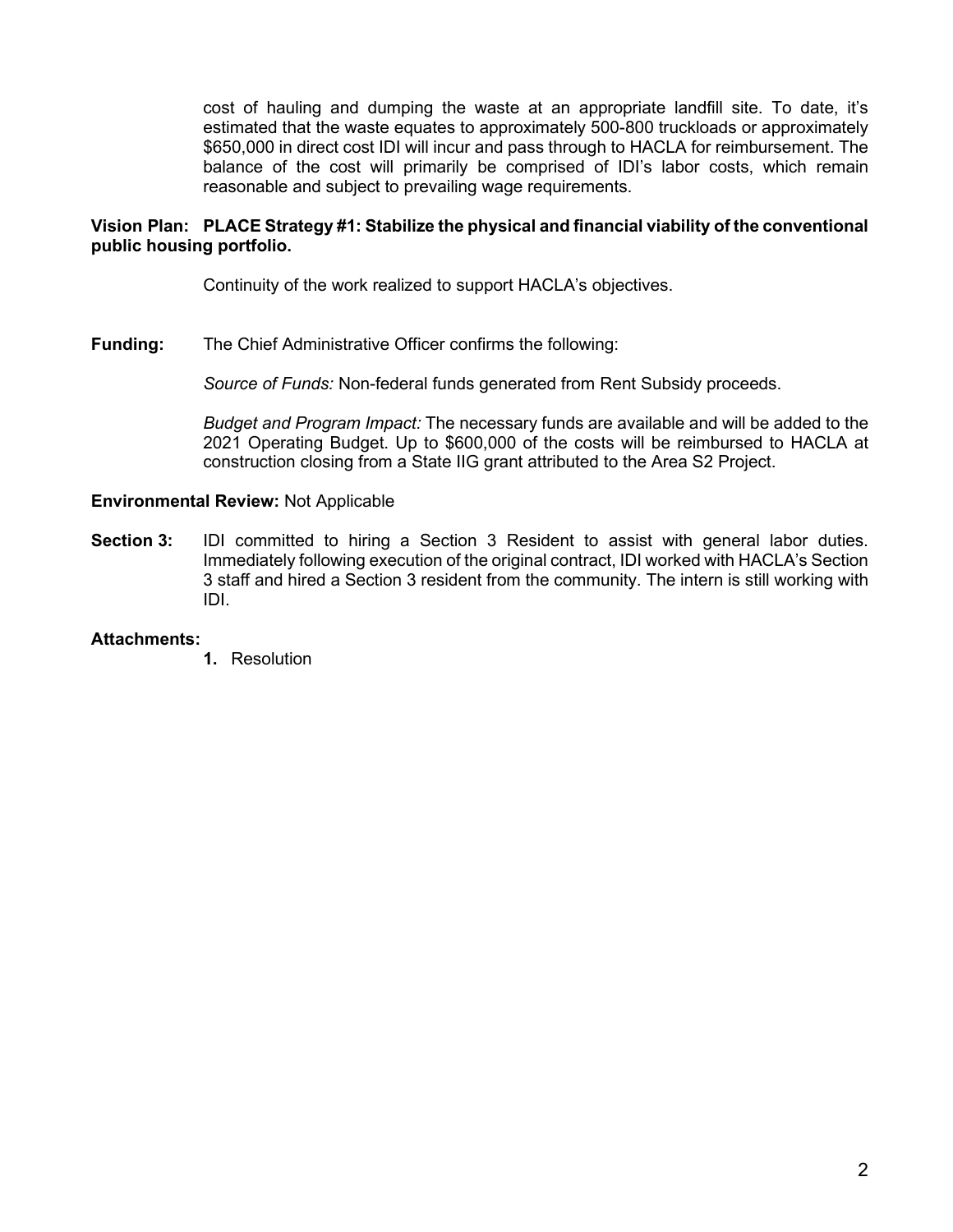cost of hauling and dumping the waste at an appropriate landfill site. To date, it's estimated that the waste equates to approximately 500-800 truckloads or approximately $650,000 in direct cost IDI will incur and pass through to HACLA for reimbursement. The balance of the cost will primarily be comprised of IDI's labor costs, which remain reasonable and subject to prevailing wage requirements.

**Vision Plan: PLACE Strategy #1: Stabilize the physical and financial viability of the conventional public housing portfolio.**

Continuity of the work realized to support HACLA's objectives.

**Funding:** The Chief Administrative Officer confirms the following:

*Source of Funds:* Non-federal funds generated from Rent Subsidy proceeds.

*Budget and Program Impact:* The necessary funds are available and will be added to the 2021 Operating Budget. Up to $600,000 of the costs will be reimbursed to HACLA at construction closing from a State IIG grant attributed to the Area S2 Project.

**Environmental Review:** Not Applicable

**Section 3:** IDI committed to hiring a Section 3 Resident to assist with general labor duties. Immediately following execution of the original contract, IDI worked with HACLA's Section 3 staff and hired a Section 3 resident from the community. The intern is still working with IDI.

**Attachments:**

1. Resolution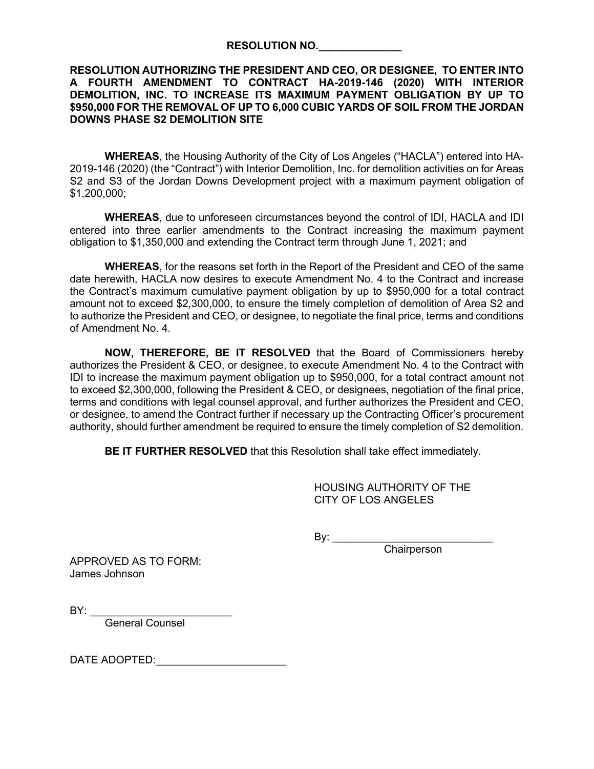**RESOLUTION NO.______________**

**RESOLUTION AUTHORIZING THE PRESIDENT AND CEO, OR DESIGNEE, TO ENTER INTO A FOURTH AMENDMENT TO CONTRACT HA-2019-146 (2020) WITH INTERIOR DEMOLITION, INC. TO INCREASE ITS MAXIMUM PAYMENT OBLIGATION BY UP TO $950,000 FOR THE REMOVAL OF UP TO 6,000 CUBIC YARDS OF SOIL FROM THE JORDAN DOWNS PHASE S2 DEMOLITION SITE**

**WHEREAS**, the Housing Authority of the City of Los Angeles ("HACLA") entered into HA-2019-146 (2020) (the "Contract") with Interior Demolition, Inc. for demolition activities on for Areas S2 and S3 of the Jordan Downs Development project with a maximum payment obligation of $1,200,000;

**WHEREAS**, due to unforeseen circumstances beyond the control of IDI, HACLA and IDI entered into three earlier amendments to the Contract increasing the maximum payment obligation to $1,350,000 and extending the Contract term through June 1, 2021; and

**WHEREAS**, for the reasons set forth in the Report of the President and CEO of the same date herewith, HACLA now desires to execute Amendment No. 4 to the Contract and increase the Contract's maximum cumulative payment obligation by up to $950,000 for a total contract amount not to exceed $2,300,000, to ensure the timely completion of demolition of Area S2 and to authorize the President and CEO, or designee, to negotiate the final price, terms and conditions of Amendment No. 4.

**NOW, THEREFORE, BE IT RESOLVED** that the Board of Commissioners hereby authorizes the President & CEO, or designee, to execute Amendment No. 4 to the Contract with IDI to increase the maximum payment obligation up to $950,000, for a total contract amount not to exceed $2,300,000, following the President & CEO, or designees, negotiation of the final price, terms and conditions with legal counsel approval, and further authorizes the President and CEO, or designee, to amend the Contract further if necessary up the Contracting Officer's procurement authority, should further amendment be required to ensure the timely completion of S2 demolition.

**BE IT FURTHER RESOLVED** that this Resolution shall take effect immediately.

HOUSING AUTHORITY OF THE
CITY OF LOS ANGELES

By: ___________________________
Chairperson

APPROVED AS TO FORM:
James Johnson

BY: ________________________
General Counsel

DATE ADOPTED:______________________